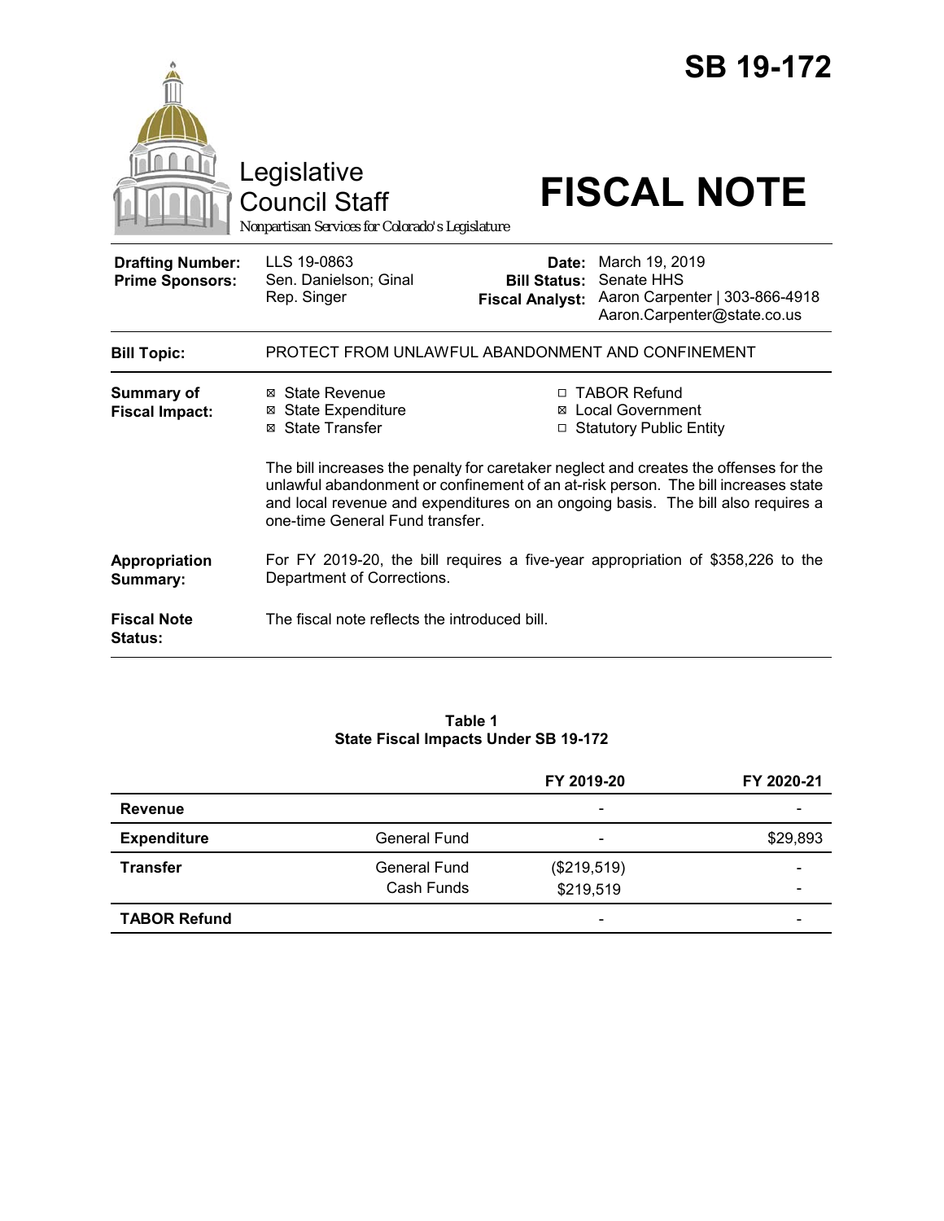# SB 19-172

Legislative Council Staff

Nonpartisan Services for Colorado's Legislature

# FISCAL NOTE

| | | | |
|---|---|---|---|
| **Drafting Number:** | LLS 19-0863 | **Date:** | March 19, 2019 |
| **Prime Sponsors:** | Sen. Danielson; Ginal<br>Rep. Singer | **Bill Status:** | Senate HHS |
| | | **Fiscal Analyst:** | Aaron Carpenter \| 303-866-4918<br>Aaron.Carpenter@state.co.us |

| | |
|---|---|
| **Bill Topic:** | PROTECT FROM UNLAWFUL ABANDONMENT AND CONFINEMENT |
| **Summary of Fiscal Impact:** | ☒ State Revenue<br>☒ State Expenditure<br>☒ State Transfer<br>☐ TABOR Refund<br>☒ Local Government<br>☐ Statutory Public Entity<br><br>The bill increases the penalty for caretaker neglect and creates the offenses for the unlawful abandonment or confinement of an at-risk person. The bill increases state and local revenue and expenditures on an ongoing basis. The bill also requires a one-time General Fund transfer. |
| **Appropriation Summary:** | For FY 2019-20, the bill requires a five-year appropriation of $358,226 to the Department of Corrections. |
| **Fiscal Note Status:** | The fiscal note reflects the introduced bill. |

**Table 1**
**State Fiscal Impacts Under SB 19-172**

| | | FY 2019-20 | FY 2020-21 |
|---|---|---|---|
| **Revenue** | | - | - |
| **Expenditure** | General Fund | - | $29,893 |
| **Transfer** | General Fund<br>Cash Funds | ($219,519)<br>$219,519 | -<br>- |
| **TABOR Refund** | | - | - |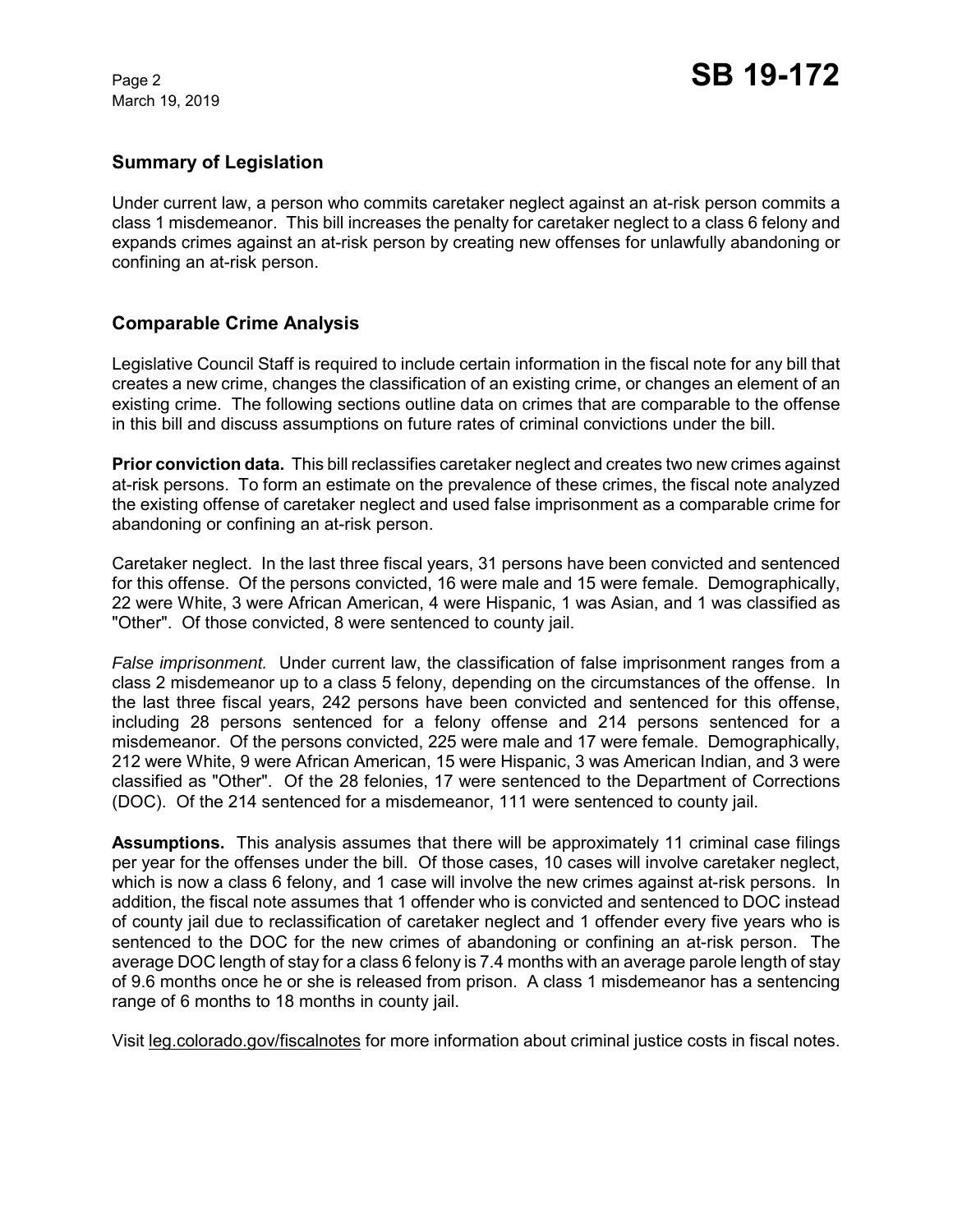## Summary of Legislation

Under current law, a person who commits caretaker neglect against an at-risk person commits a class 1 misdemeanor. This bill increases the penalty for caretaker neglect to a class 6 felony and expands crimes against an at-risk person by creating new offenses for unlawfully abandoning or confining an at-risk person.

## Comparable Crime Analysis

Legislative Council Staff is required to include certain information in the fiscal note for any bill that creates a new crime, changes the classification of an existing crime, or changes an element of an existing crime. The following sections outline data on crimes that are comparable to the offense in this bill and discuss assumptions on future rates of criminal convictions under the bill.

**Prior conviction data.** This bill reclassifies caretaker neglect and creates two new crimes against at-risk persons. To form an estimate on the prevalence of these crimes, the fiscal note analyzed the existing offense of caretaker neglect and used false imprisonment as a comparable crime for abandoning or confining an at-risk person.

Caretaker neglect. In the last three fiscal years, 31 persons have been convicted and sentenced for this offense. Of the persons convicted, 16 were male and 15 were female. Demographically, 22 were White, 3 were African American, 4 were Hispanic, 1 was Asian, and 1 was classified as "Other". Of those convicted, 8 were sentenced to county jail.

*False imprisonment.* Under current law, the classification of false imprisonment ranges from a class 2 misdemeanor up to a class 5 felony, depending on the circumstances of the offense. In the last three fiscal years, 242 persons have been convicted and sentenced for this offense, including 28 persons sentenced for a felony offense and 214 persons sentenced for a misdemeanor. Of the persons convicted, 225 were male and 17 were female. Demographically, 212 were White, 9 were African American, 15 were Hispanic, 3 was American Indian, and 3 were classified as "Other". Of the 28 felonies, 17 were sentenced to the Department of Corrections (DOC). Of the 214 sentenced for a misdemeanor, 111 were sentenced to county jail.

**Assumptions.** This analysis assumes that there will be approximately 11 criminal case filings per year for the offenses under the bill. Of those cases, 10 cases will involve caretaker neglect, which is now a class 6 felony, and 1 case will involve the new crimes against at-risk persons. In addition, the fiscal note assumes that 1 offender who is convicted and sentenced to DOC instead of county jail due to reclassification of caretaker neglect and 1 offender every five years who is sentenced to the DOC for the new crimes of abandoning or confining an at-risk person. The average DOC length of stay for a class 6 felony is 7.4 months with an average parole length of stay of 9.6 months once he or she is released from prison. A class 1 misdemeanor has a sentencing range of 6 months to 18 months in county jail.

Visit leg.colorado.gov/fiscalnotes for more information about criminal justice costs in fiscal notes.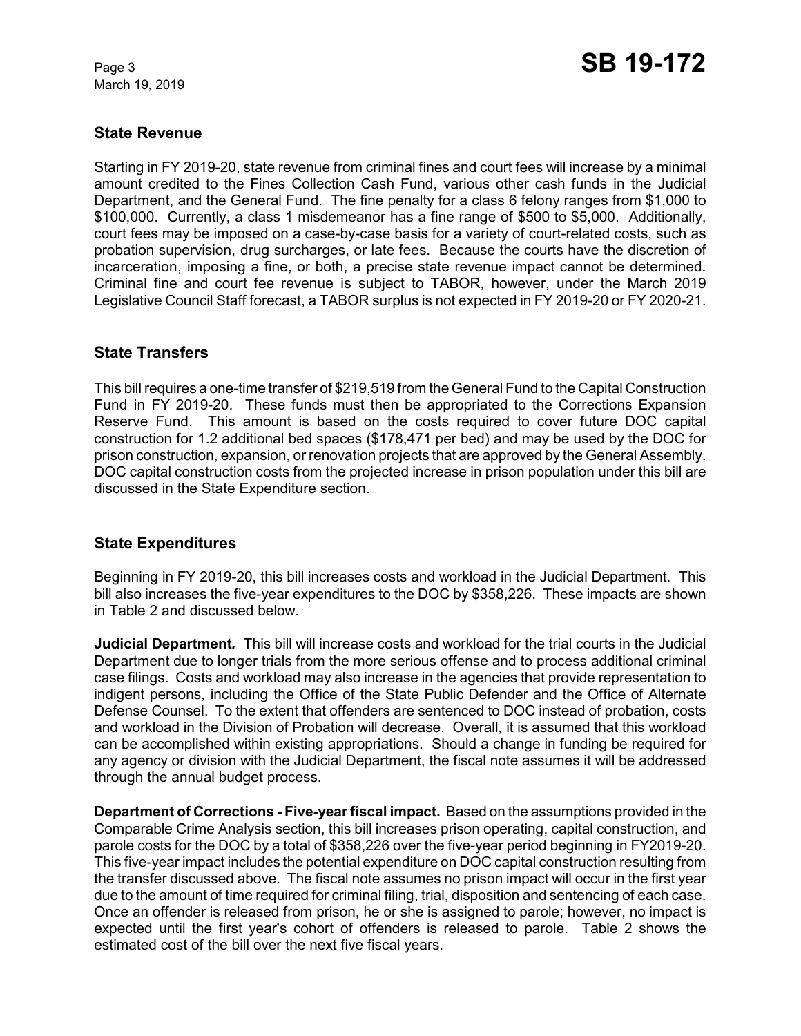## State Revenue

Starting in FY 2019-20, state revenue from criminal fines and court fees will increase by a minimal amount credited to the Fines Collection Cash Fund, various other cash funds in the Judicial Department, and the General Fund. The fine penalty for a class 6 felony ranges from $1,000 to $100,000. Currently, a class 1 misdemeanor has a fine range of $500 to $5,000. Additionally, court fees may be imposed on a case-by-case basis for a variety of court-related costs, such as probation supervision, drug surcharges, or late fees. Because the courts have the discretion of incarceration, imposing a fine, or both, a precise state revenue impact cannot be determined. Criminal fine and court fee revenue is subject to TABOR, however, under the March 2019 Legislative Council Staff forecast, a TABOR surplus is not expected in FY 2019-20 or FY 2020-21.

## State Transfers

This bill requires a one-time transfer of $219,519 from the General Fund to the Capital Construction Fund in FY 2019-20. These funds must then be appropriated to the Corrections Expansion Reserve Fund. This amount is based on the costs required to cover future DOC capital construction for 1.2 additional bed spaces ($178,471 per bed) and may be used by the DOC for prison construction, expansion, or renovation projects that are approved by the General Assembly. DOC capital construction costs from the projected increase in prison population under this bill are discussed in the State Expenditure section.

## State Expenditures

Beginning in FY 2019-20, this bill increases costs and workload in the Judicial Department. This bill also increases the five-year expenditures to the DOC by $358,226. These impacts are shown in Table 2 and discussed below.

**Judicial Department.** This bill will increase costs and workload for the trial courts in the Judicial Department due to longer trials from the more serious offense and to process additional criminal case filings. Costs and workload may also increase in the agencies that provide representation to indigent persons, including the Office of the State Public Defender and the Office of Alternate Defense Counsel. To the extent that offenders are sentenced to DOC instead of probation, costs and workload in the Division of Probation will decrease. Overall, it is assumed that this workload can be accomplished within existing appropriations. Should a change in funding be required for any agency or division with the Judicial Department, the fiscal note assumes it will be addressed through the annual budget process.

**Department of Corrections - Five-year fiscal impact.** Based on the assumptions provided in the Comparable Crime Analysis section, this bill increases prison operating, capital construction, and parole costs for the DOC by a total of $358,226 over the five-year period beginning in FY2019-20. This five-year impact includes the potential expenditure on DOC capital construction resulting from the transfer discussed above. The fiscal note assumes no prison impact will occur in the first year due to the amount of time required for criminal filing, trial, disposition and sentencing of each case. Once an offender is released from prison, he or she is assigned to parole; however, no impact is expected until the first year's cohort of offenders is released to parole. Table 2 shows the estimated cost of the bill over the next five fiscal years.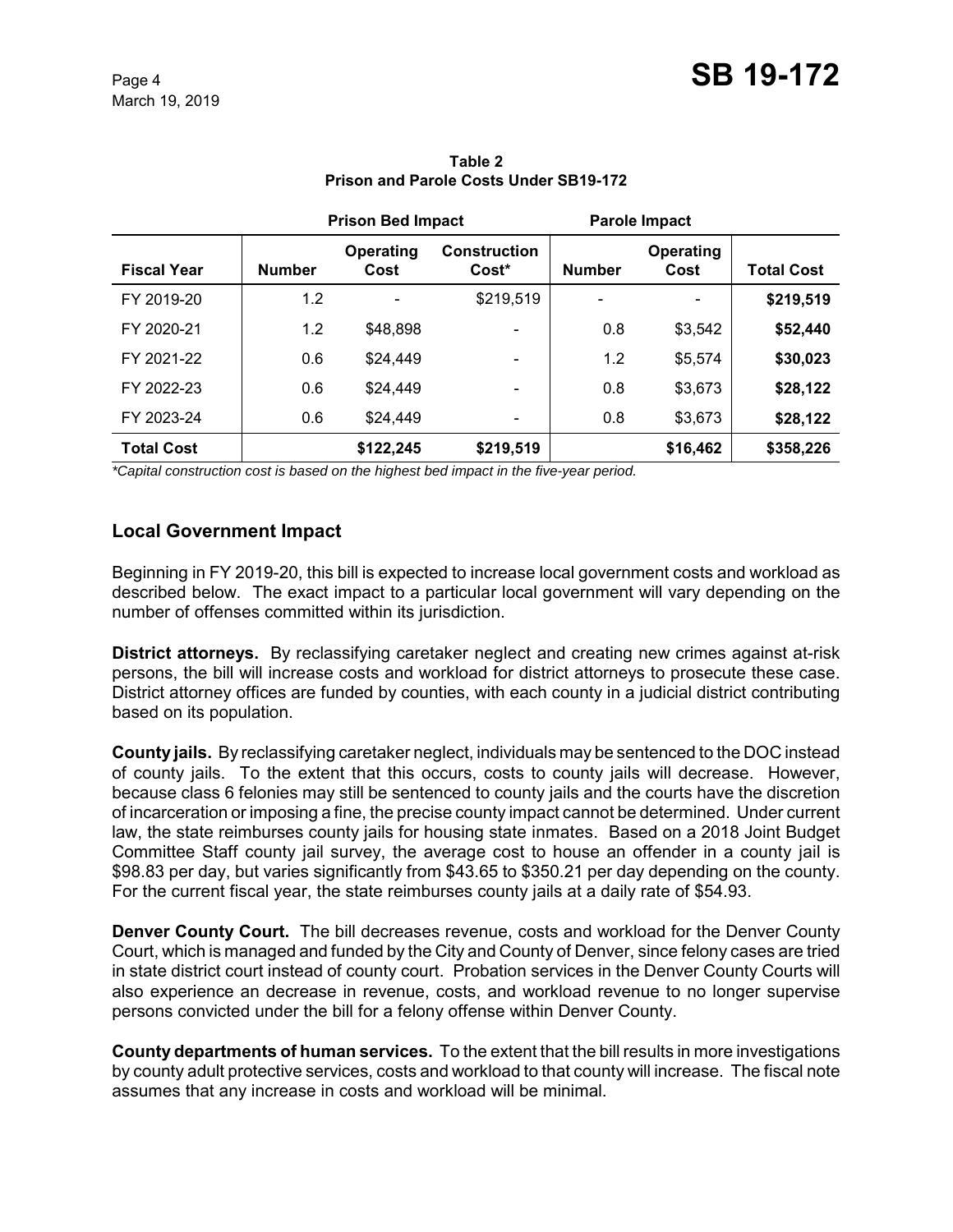**Table 2**
**Prison and Parole Costs Under SB19-172**

| | Prison Bed Impact | | | Parole Impact | | |
|---|---|---|---|---|---|---|
| **Fiscal Year** | **Number** | **Operating Cost** | **Construction Cost*** | **Number** | **Operating Cost** | **Total Cost** |
| FY 2019-20 | 1.2 | - | $219,519 | - | - | **$219,519** |
| FY 2020-21 | 1.2 | $48,898 | - | 0.8 | $3,542 | **$52,440** |
| FY 2021-22 | 0.6 | $24,449 | - | 1.2 | $5,574 | **$30,023** |
| FY 2022-23 | 0.6 | $24,449 | - | 0.8 | $3,673 | **$28,122** |
| FY 2023-24 | 0.6 | $24,449 | - | 0.8 | $3,673 | **$28,122** |
| **Total Cost** | | **$122,245** | **$219,519** | | **$16,462** | **$358,226** |

*\*Capital construction cost is based on the highest bed impact in the five-year period.*

## Local Government Impact

Beginning in FY 2019-20, this bill is expected to increase local government costs and workload as described below. The exact impact to a particular local government will vary depending on the number of offenses committed within its jurisdiction.

**District attorneys.** By reclassifying caretaker neglect and creating new crimes against at-risk persons, the bill will increase costs and workload for district attorneys to prosecute these case. District attorney offices are funded by counties, with each county in a judicial district contributing based on its population.

**County jails.** By reclassifying caretaker neglect, individuals may be sentenced to the DOC instead of county jails. To the extent that this occurs, costs to county jails will decrease. However, because class 6 felonies may still be sentenced to county jails and the courts have the discretion of incarceration or imposing a fine, the precise county impact cannot be determined. Under current law, the state reimburses county jails for housing state inmates. Based on a 2018 Joint Budget Committee Staff county jail survey, the average cost to house an offender in a county jail is $98.83 per day, but varies significantly from $43.65 to $350.21 per day depending on the county. For the current fiscal year, the state reimburses county jails at a daily rate of $54.93.

**Denver County Court.** The bill decreases revenue, costs and workload for the Denver County Court, which is managed and funded by the City and County of Denver, since felony cases are tried in state district court instead of county court. Probation services in the Denver County Courts will also experience an decrease in revenue, costs, and workload revenue to no longer supervise persons convicted under the bill for a felony offense within Denver County.

**County departments of human services.** To the extent that the bill results in more investigations by county adult protective services, costs and workload to that county will increase. The fiscal note assumes that any increase in costs and workload will be minimal.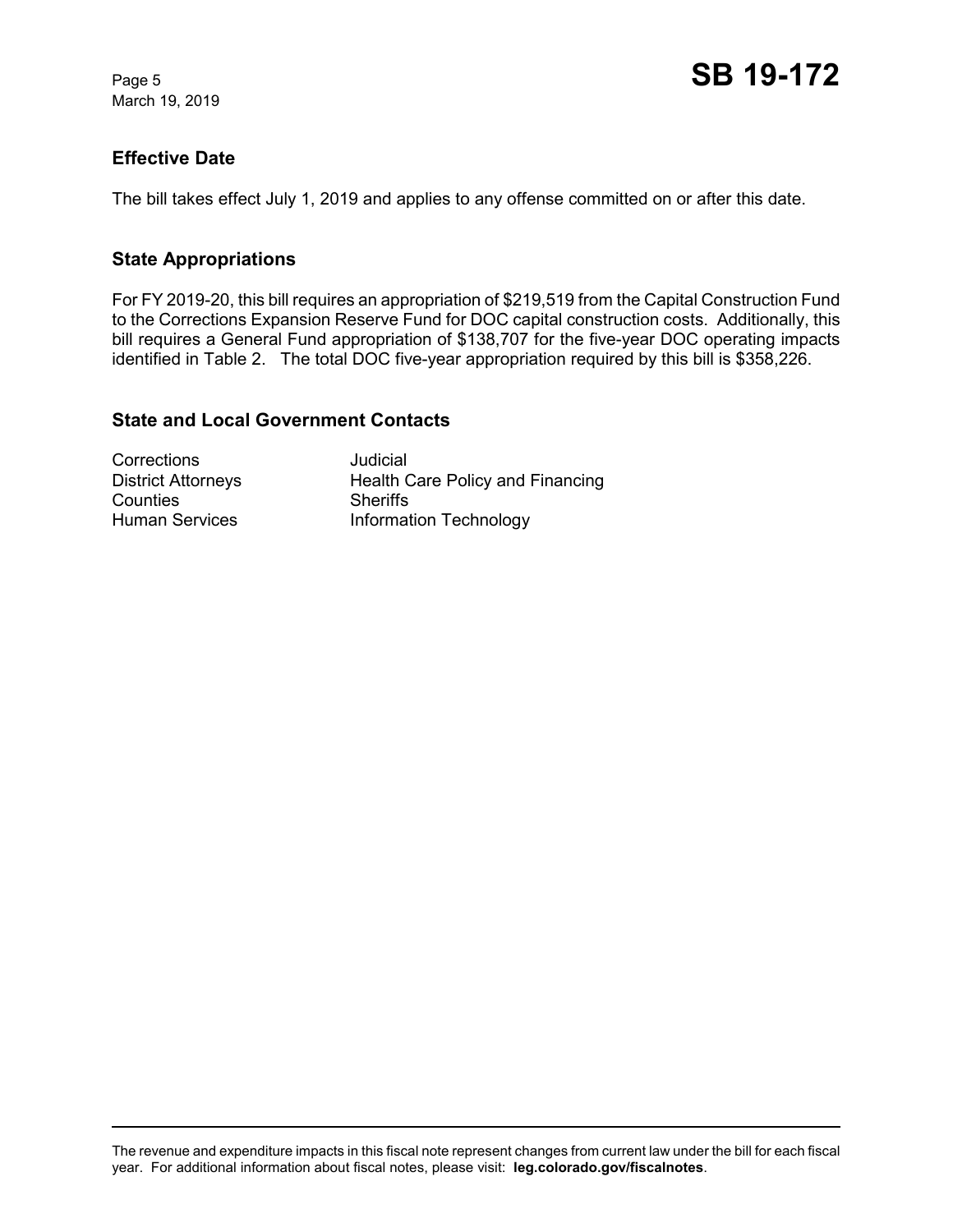## Effective Date

The bill takes effect July 1, 2019 and applies to any offense committed on or after this date.

## State Appropriations

For FY 2019-20, this bill requires an appropriation of $219,519 from the Capital Construction Fund to the Corrections Expansion Reserve Fund for DOC capital construction costs. Additionally, this bill requires a General Fund appropriation of $138,707 for the five-year DOC operating impacts identified in Table 2. The total DOC five-year appropriation required by this bill is $358,226.

## State and Local Government Contacts

| | |
|---|---|
| Corrections | Judicial |
| District Attorneys | Health Care Policy and Financing |
| Counties | Sheriffs |
| Human Services | Information Technology |

The revenue and expenditure impacts in this fiscal note represent changes from current law under the bill for each fiscal year. For additional information about fiscal notes, please visit: **leg.colorado.gov/fiscalnotes**.